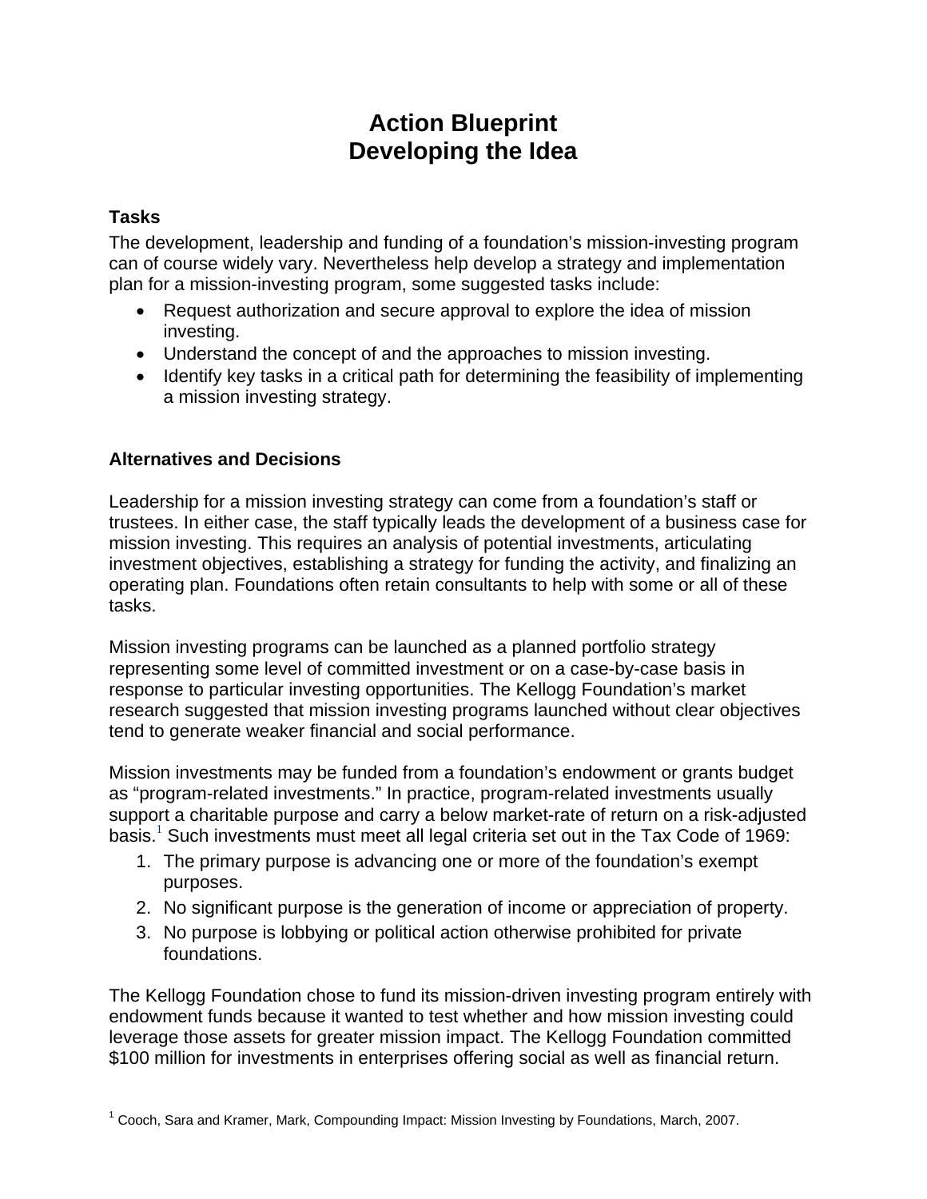# Action Blueprint
# Developing the Idea

### Tasks

The development, leadership and funding of a foundation's mission-investing program can of course widely vary. Nevertheless help develop a strategy and implementation plan for a mission-investing program, some suggested tasks include:

- Request authorization and secure approval to explore the idea of mission investing.
- Understand the concept of and the approaches to mission investing.
- Identify key tasks in a critical path for determining the feasibility of implementing a mission investing strategy.

### Alternatives and Decisions

Leadership for a mission investing strategy can come from a foundation's staff or trustees. In either case, the staff typically leads the development of a business case for mission investing. This requires an analysis of potential investments, articulating investment objectives, establishing a strategy for funding the activity, and finalizing an operating plan. Foundations often retain consultants to help with some or all of these tasks.

Mission investing programs can be launched as a planned portfolio strategy representing some level of committed investment or on a case-by-case basis in response to particular investing opportunities. The Kellogg Foundation's market research suggested that mission investing programs launched without clear objectives tend to generate weaker financial and social performance.

Mission investments may be funded from a foundation's endowment or grants budget as "program-related investments." In practice, program-related investments usually support a charitable purpose and carry a below market-rate of return on a risk-adjusted basis.[1] Such investments must meet all legal criteria set out in the Tax Code of 1969:

1. The primary purpose is advancing one or more of the foundation's exempt purposes.
2. No significant purpose is the generation of income or appreciation of property.
3. No purpose is lobbying or political action otherwise prohibited for private foundations.

The Kellogg Foundation chose to fund its mission-driven investing program entirely with endowment funds because it wanted to test whether and how mission investing could leverage those assets for greater mission impact. The Kellogg Foundation committed $100 million for investments in enterprises offering social as well as financial return.

[1] Cooch, Sara and Kramer, Mark, Compounding Impact: Mission Investing by Foundations, March, 2007.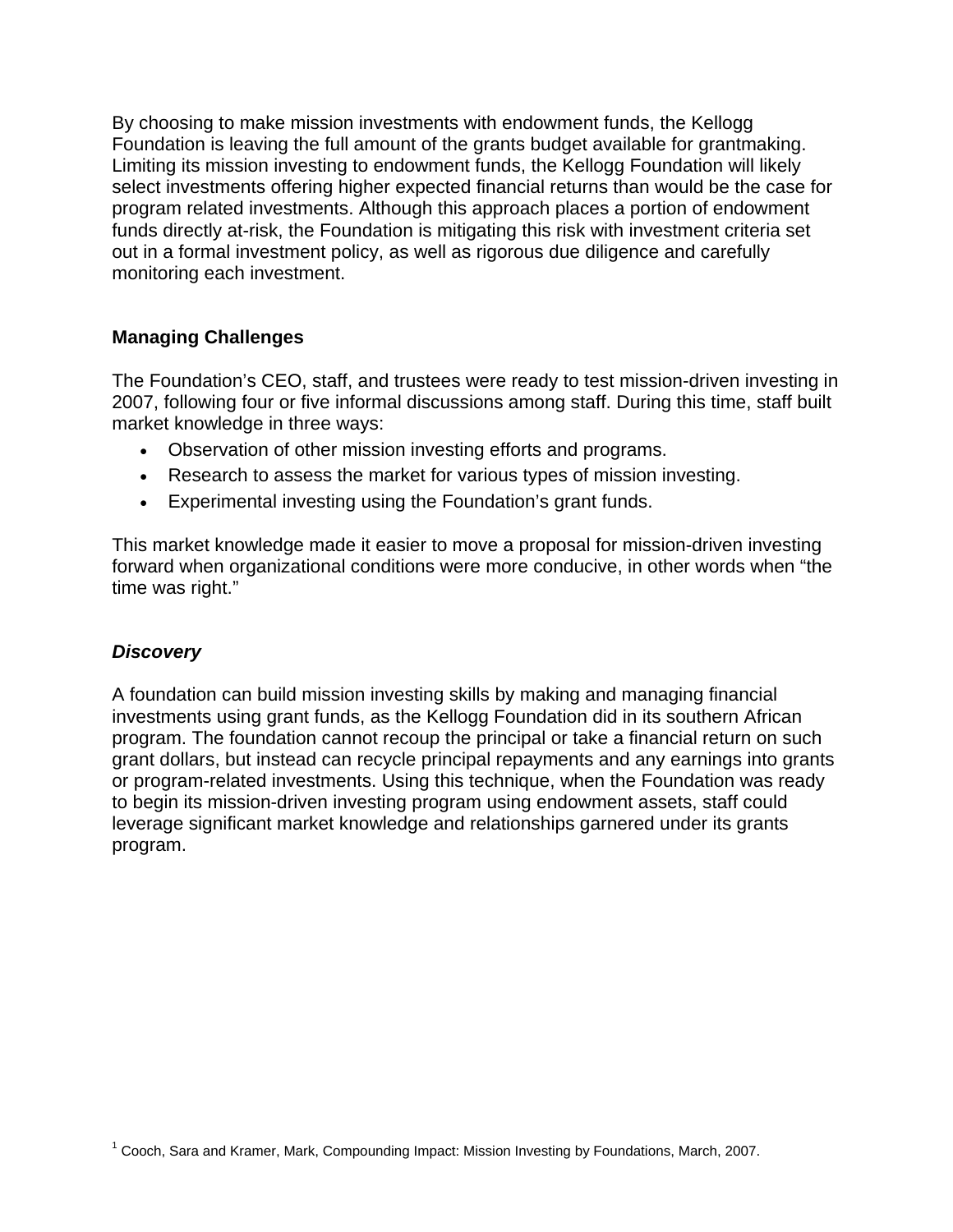By choosing to make mission investments with endowment funds, the Kellogg Foundation is leaving the full amount of the grants budget available for grantmaking. Limiting its mission investing to endowment funds, the Kellogg Foundation will likely select investments offering higher expected financial returns than would be the case for program related investments. Although this approach places a portion of endowment funds directly at-risk, the Foundation is mitigating this risk with investment criteria set out in a formal investment policy, as well as rigorous due diligence and carefully monitoring each investment.

## Managing Challenges

The Foundation's CEO, staff, and trustees were ready to test mission-driven investing in 2007, following four or five informal discussions among staff. During this time, staff built market knowledge in three ways:

- Observation of other mission investing efforts and programs.
- Research to assess the market for various types of mission investing.
- Experimental investing using the Foundation's grant funds.

This market knowledge made it easier to move a proposal for mission-driven investing forward when organizational conditions were more conducive, in other words when "the time was right."

### *Discovery*

A foundation can build mission investing skills by making and managing financial investments using grant funds, as the Kellogg Foundation did in its southern African program. The foundation cannot recoup the principal or take a financial return on such grant dollars, but instead can recycle principal repayments and any earnings into grants or program-related investments. Using this technique, when the Foundation was ready to begin its mission-driven investing program using endowment assets, staff could leverage significant market knowledge and relationships garnered under its grants program.

[1] Cooch, Sara and Kramer, Mark, Compounding Impact: Mission Investing by Foundations, March, 2007.